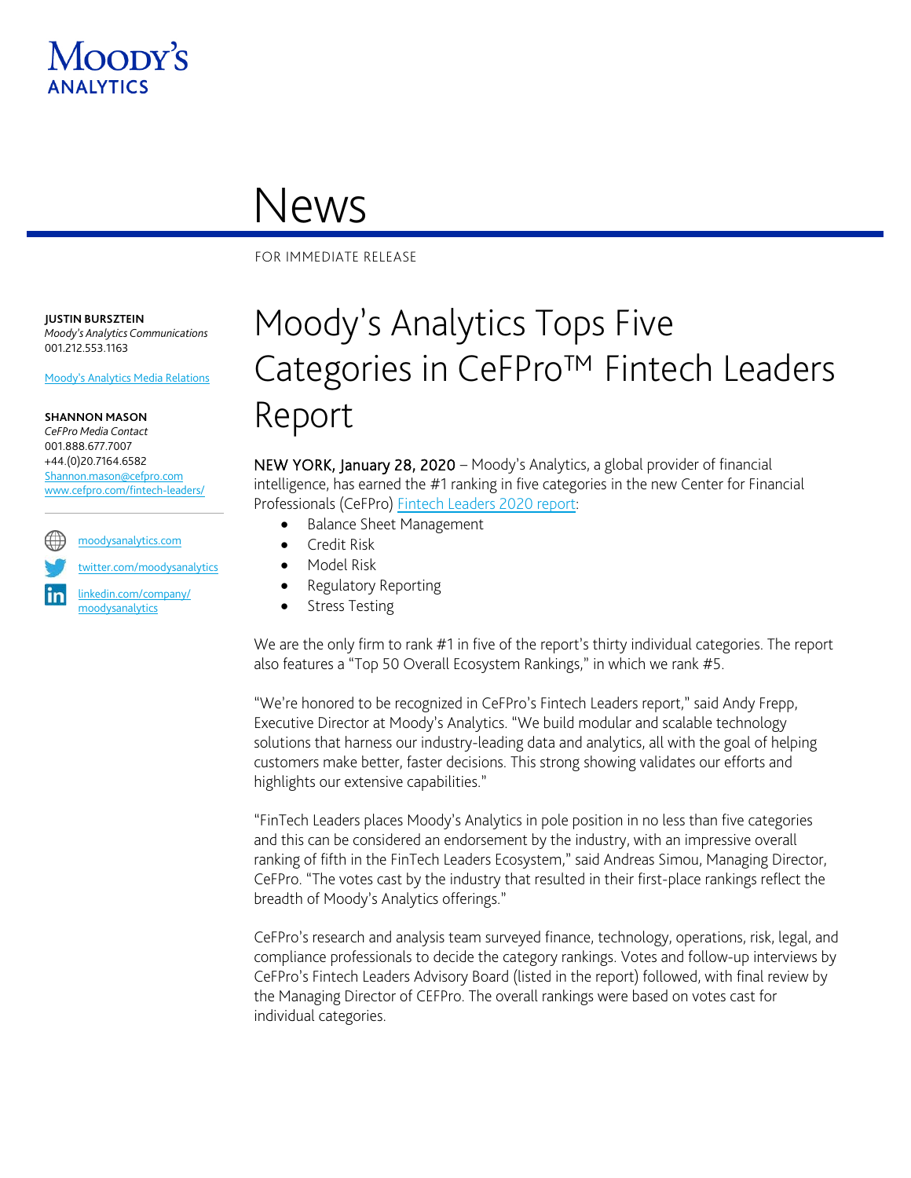Moody's Analytics

# News

FOR IMMEDIATE RELEASE

**JUSTIN BURSZTEIN**
*Moody's Analytics Communications*
001.212.553.1163

Moody's Analytics Media Relations

**SHANNON MASON**
*CeFPro Media Contact*
001.888.677.7007
+44.(0)20.7164.6582
Shannon.mason@cefpro.com
www.cefpro.com/fintech-leaders/

moodysanalytics.com
twitter.com/moodysanalytics
linkedin.com/company/moodysanalytics

## Moody's Analytics Tops Five Categories in CeFPro™ Fintech Leaders Report

NEW YORK, January 28, 2020 – Moody's Analytics, a global provider of financial intelligence, has earned the #1 ranking in five categories in the new Center for Financial Professionals (CeFPro) Fintech Leaders 2020 report:

- Balance Sheet Management
- Credit Risk
- Model Risk
- Regulatory Reporting
- Stress Testing

We are the only firm to rank #1 in five of the report's thirty individual categories. The report also features a "Top 50 Overall Ecosystem Rankings," in which we rank #5.

"We're honored to be recognized in CeFPro's Fintech Leaders report," said Andy Frepp, Executive Director at Moody's Analytics. "We build modular and scalable technology solutions that harness our industry-leading data and analytics, all with the goal of helping customers make better, faster decisions. This strong showing validates our efforts and highlights our extensive capabilities."

"FinTech Leaders places Moody's Analytics in pole position in no less than five categories and this can be considered an endorsement by the industry, with an impressive overall ranking of fifth in the FinTech Leaders Ecosystem," said Andreas Simou, Managing Director, CeFPro. "The votes cast by the industry that resulted in their first-place rankings reflect the breadth of Moody's Analytics offerings."

CeFPro's research and analysis team surveyed finance, technology, operations, risk, legal, and compliance professionals to decide the category rankings. Votes and follow-up interviews by CeFPro's Fintech Leaders Advisory Board (listed in the report) followed, with final review by the Managing Director of CEFPro. The overall rankings were based on votes cast for individual categories.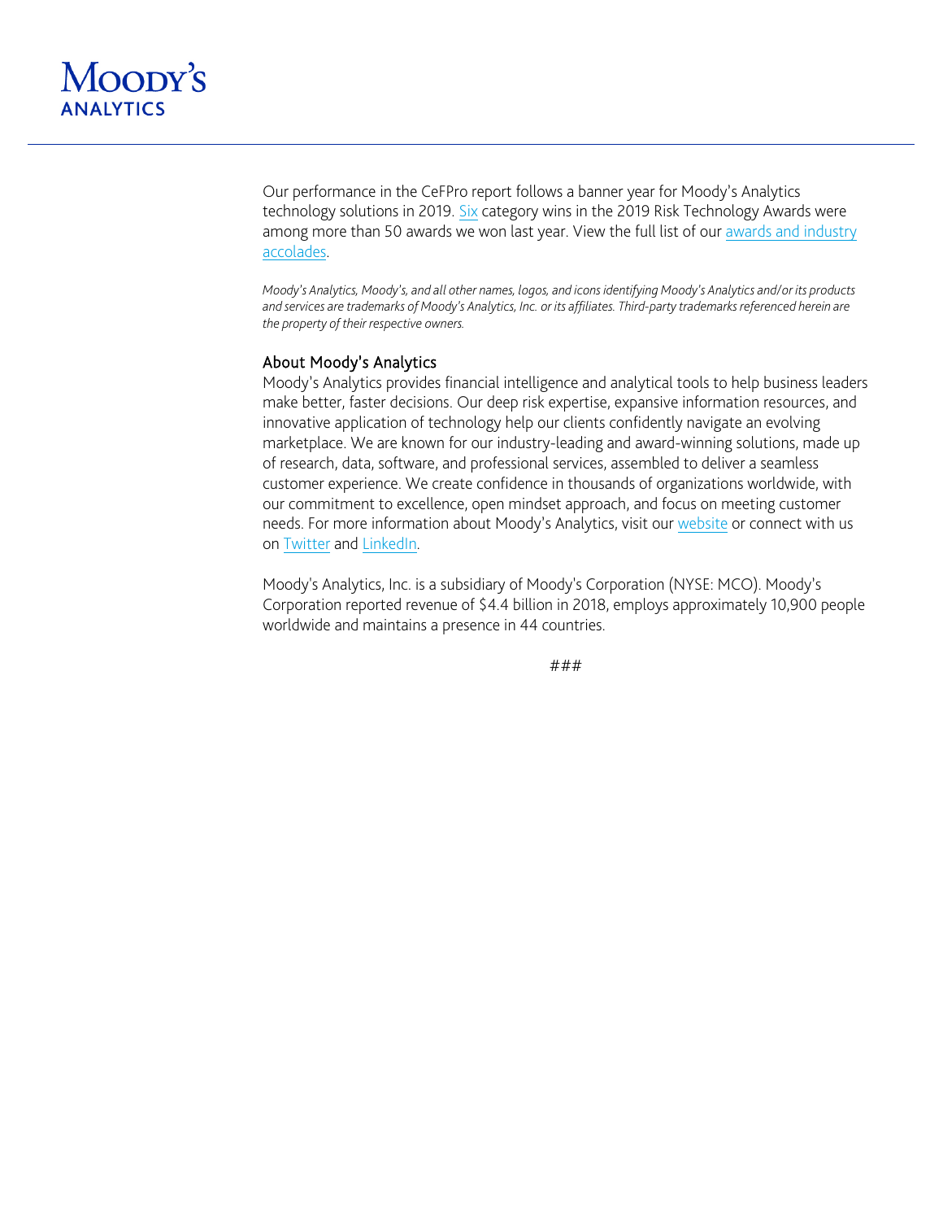Our performance in the CeFPro report follows a banner year for Moody's Analytics technology solutions in 2019. Six category wins in the 2019 Risk Technology Awards were among more than 50 awards we won last year. View the full list of our awards and industry accolades.

*Moody's Analytics, Moody's, and all other names, logos, and icons identifying Moody's Analytics and/or its products and services are trademarks of Moody's Analytics, Inc. or its affiliates. Third-party trademarks referenced herein are the property of their respective owners.*

## About Moody's Analytics

Moody's Analytics provides financial intelligence and analytical tools to help business leaders make better, faster decisions. Our deep risk expertise, expansive information resources, and innovative application of technology help our clients confidently navigate an evolving marketplace. We are known for our industry-leading and award-winning solutions, made up of research, data, software, and professional services, assembled to deliver a seamless customer experience. We create confidence in thousands of organizations worldwide, with our commitment to excellence, open mindset approach, and focus on meeting customer needs. For more information about Moody's Analytics, visit our website or connect with us on Twitter and LinkedIn.

Moody's Analytics, Inc. is a subsidiary of Moody's Corporation (NYSE: MCO). Moody's Corporation reported revenue of $4.4 billion in 2018, employs approximately 10,900 people worldwide and maintains a presence in 44 countries.

###